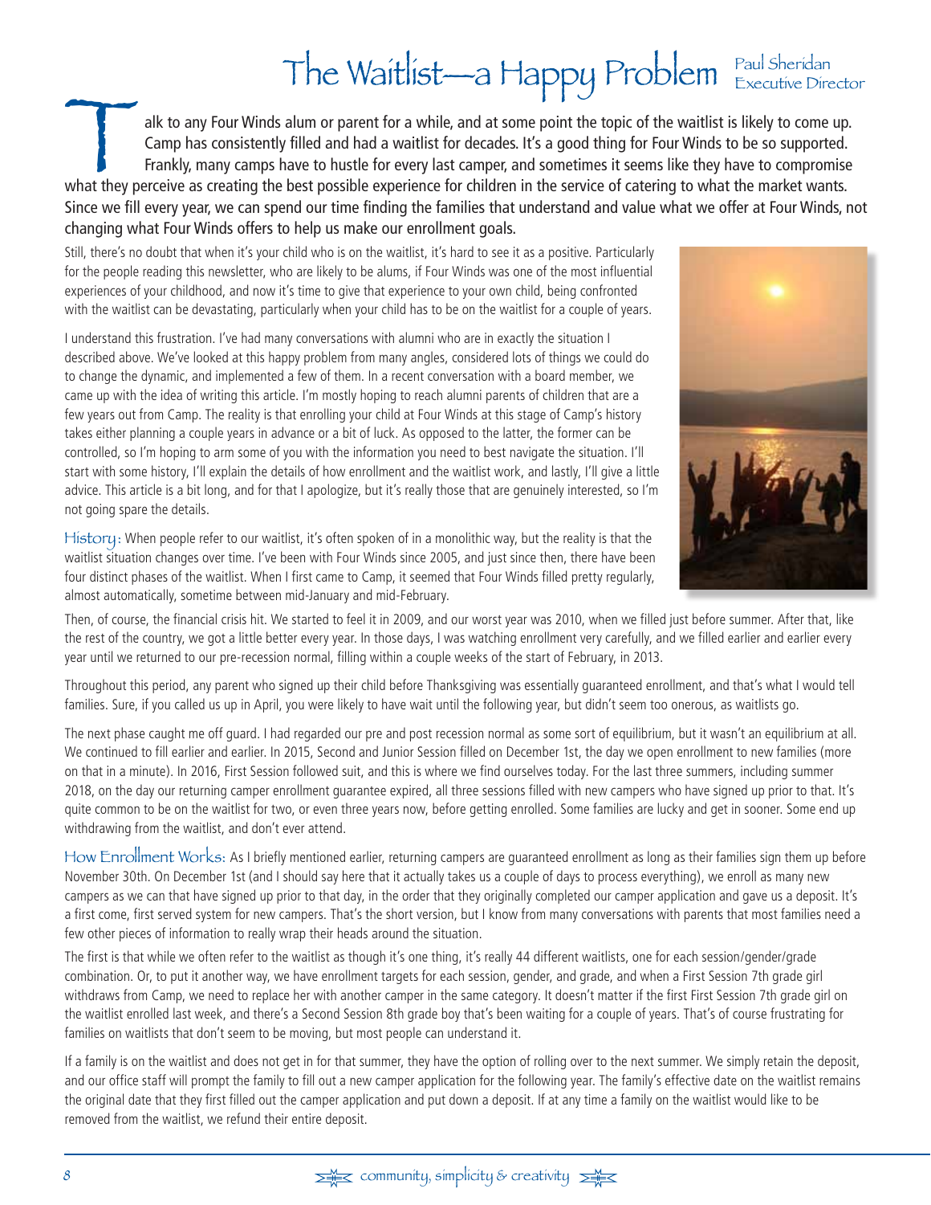# The Waitlist—a Happy Problem

Paul Sheridan
Executive Director

**T**alk to any Four Winds alum or parent for a while, and at some point the topic of the waitlist is likely to come up. Camp has consistently filled and had a waitlist for decades. It's a good thing for Four Winds to be so supported. Frankly, many camps have to hustle for every last camper, and sometimes it seems like they have to compromise what they perceive as creating the best possible experience for children in the service of catering to what the market wants. Since we fill every year, we can spend our time finding the families that understand and value what we offer at Four Winds, not changing what Four Winds offers to help us make our enrollment goals.

Still, there's no doubt that when it's your child who is on the waitlist, it's hard to see it as a positive. Particularly for the people reading this newsletter, who are likely to be alums, if Four Winds was one of the most influential experiences of your childhood, and now it's time to give that experience to your own child, being confronted with the waitlist can be devastating, particularly when your child has to be on the waitlist for a couple of years.

I understand this frustration. I've had many conversations with alumni who are in exactly the situation I described above. We've looked at this happy problem from many angles, considered lots of things we could do to change the dynamic, and implemented a few of them. In a recent conversation with a board member, we came up with the idea of writing this article. I'm mostly hoping to reach alumni parents of children that are a few years out from Camp. The reality is that enrolling your child at Four Winds at this stage of Camp's history takes either planning a couple years in advance or a bit of luck. As opposed to the latter, the former can be controlled, so I'm hoping to arm some of you with the information you need to best navigate the situation. I'll start with some history, I'll explain the details of how enrollment and the waitlist work, and lastly, I'll give a little advice. This article is a bit long, and for that I apologize, but it's really those that are genuinely interested, so I'm not going spare the details.

**History:** When people refer to our waitlist, it's often spoken of in a monolithic way, but the reality is that the waitlist situation changes over time. I've been with Four Winds since 2005, and just since then, there have been four distinct phases of the waitlist. When I first came to Camp, it seemed that Four Winds filled pretty regularly, almost automatically, sometime between mid-January and mid-February.

Then, of course, the financial crisis hit. We started to feel it in 2009, and our worst year was 2010, when we filled just before summer. After that, like the rest of the country, we got a little better every year. In those days, I was watching enrollment very carefully, and we filled earlier and earlier every year until we returned to our pre-recession normal, filling within a couple weeks of the start of February, in 2013.

Throughout this period, any parent who signed up their child before Thanksgiving was essentially guaranteed enrollment, and that's what I would tell families. Sure, if you called us up in April, you were likely to have wait until the following year, but didn't seem too onerous, as waitlists go.

The next phase caught me off guard. I had regarded our pre and post recession normal as some sort of equilibrium, but it wasn't an equilibrium at all. We continued to fill earlier and earlier. In 2015, Second and Junior Session filled on December 1st, the day we open enrollment to new families (more on that in a minute). In 2016, First Session followed suit, and this is where we find ourselves today. For the last three summers, including summer 2018, on the day our returning camper enrollment guarantee expired, all three sessions filled with new campers who have signed up prior to that. It's quite common to be on the waitlist for two, or even three years now, before getting enrolled. Some families are lucky and get in sooner. Some end up withdrawing from the waitlist, and don't ever attend.

**How Enrollment Works:** As I briefly mentioned earlier, returning campers are guaranteed enrollment as long as their families sign them up before November 30th. On December 1st (and I should say here that it actually takes us a couple of days to process everything), we enroll as many new campers as we can that have signed up prior to that day, in the order that they originally completed our camper application and gave us a deposit. It's a first come, first served system for new campers. That's the short version, but I know from many conversations with parents that most families need a few other pieces of information to really wrap their heads around the situation.

The first is that while we often refer to the waitlist as though it's one thing, it's really 44 different waitlists, one for each session/gender/grade combination. Or, to put it another way, we have enrollment targets for each session, gender, and grade, and when a First Session 7th grade girl withdraws from Camp, we need to replace her with another camper in the same category. It doesn't matter if the first First Session 7th grade girl on the waitlist enrolled last week, and there's a Second Session 8th grade boy that's been waiting for a couple of years. That's of course frustrating for families on waitlists that don't seem to be moving, but most people can understand it.

If a family is on the waitlist and does not get in for that summer, they have the option of rolling over to the next summer. We simply retain the deposit, and our office staff will prompt the family to fill out a new camper application for the following year. The family's effective date on the waitlist remains the original date that they first filled out the camper application and put down a deposit. If at any time a family on the waitlist would like to be removed from the waitlist, we refund their entire deposit.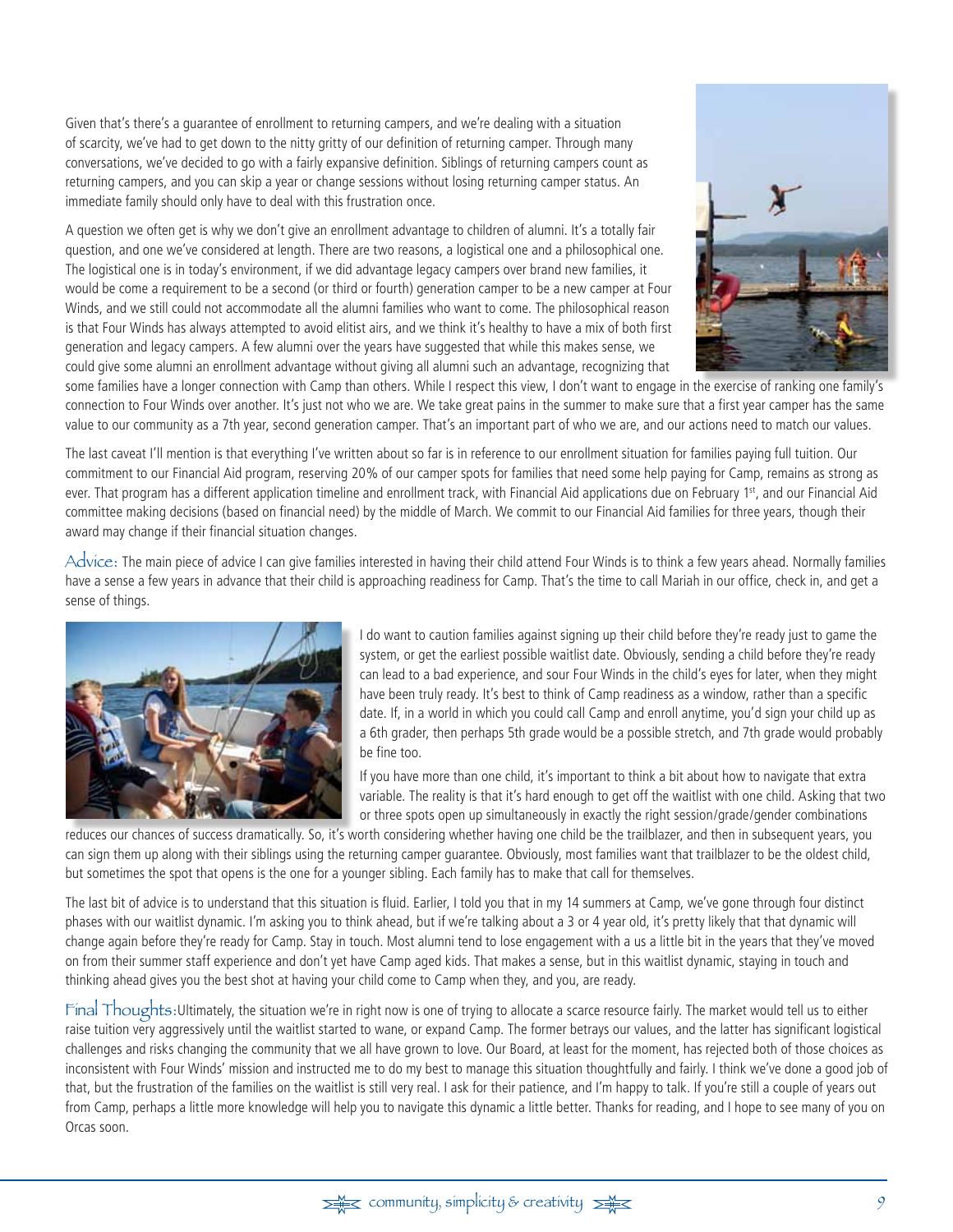Given that's there's a guarantee of enrollment to returning campers, and we're dealing with a situation of scarcity, we've had to get down to the nitty gritty of our definition of returning camper. Through many conversations, we've decided to go with a fairly expansive definition. Siblings of returning campers count as returning campers, and you can skip a year or change sessions without losing returning camper status. An immediate family should only have to deal with this frustration once.

A question we often get is why we don't give an enrollment advantage to children of alumni. It's a totally fair question, and one we've considered at length. There are two reasons, a logistical one and a philosophical one. The logistical one is in today's environment, if we did advantage legacy campers over brand new families, it would be come a requirement to be a second (or third or fourth) generation camper to be a new camper at Four Winds, and we still could not accommodate all the alumni families who want to come. The philosophical reason is that Four Winds has always attempted to avoid elitist airs, and we think it's healthy to have a mix of both first generation and legacy campers. A few alumni over the years have suggested that while this makes sense, we could give some alumni an enrollment advantage without giving all alumni such an advantage, recognizing that some families have a longer connection with Camp than others. While I respect this view, I don't want to engage in the exercise of ranking one family's connection to Four Winds over another. It's just not who we are. We take great pains in the summer to make sure that a first year camper has the same value to our community as a 7th year, second generation camper. That's an important part of who we are, and our actions need to match our values.

The last caveat I'll mention is that everything I've written about so far is in reference to our enrollment situation for families paying full tuition. Our commitment to our Financial Aid program, reserving 20% of our camper spots for families that need some help paying for Camp, remains as strong as ever. That program has a different application timeline and enrollment track, with Financial Aid applications due on February 1st, and our Financial Aid committee making decisions (based on financial need) by the middle of March. We commit to our Financial Aid families for three years, though their award may change if their financial situation changes.

**Advice:** The main piece of advice I can give families interested in having their child attend Four Winds is to think a few years ahead. Normally families have a sense a few years in advance that their child is approaching readiness for Camp. That's the time to call Mariah in our office, check in, and get a sense of things.

I do want to caution families against signing up their child before they're ready just to game the system, or get the earliest possible waitlist date. Obviously, sending a child before they're ready can lead to a bad experience, and sour Four Winds in the child's eyes for later, when they might have been truly ready. It's best to think of Camp readiness as a window, rather than a specific date. If, in a world in which you could call Camp and enroll anytime, you'd sign your child up as a 6th grader, then perhaps 5th grade would be a possible stretch, and 7th grade would probably be fine too.

If you have more than one child, it's important to think a bit about how to navigate that extra variable. The reality is that it's hard enough to get off the waitlist with one child. Asking that two or three spots open up simultaneously in exactly the right session/grade/gender combinations reduces our chances of success dramatically. So, it's worth considering whether having one child be the trailblazer, and then in subsequent years, you can sign them up along with their siblings using the returning camper guarantee. Obviously, most families want that trailblazer to be the oldest child, but sometimes the spot that opens is the one for a younger sibling. Each family has to make that call for themselves.

The last bit of advice is to understand that this situation is fluid. Earlier, I told you that in my 14 summers at Camp, we've gone through four distinct phases with our waitlist dynamic. I'm asking you to think ahead, but if we're talking about a 3 or 4 year old, it's pretty likely that that dynamic will change again before they're ready for Camp. Stay in touch. Most alumni tend to lose engagement with a us a little bit in the years that they've moved on from their summer staff experience and don't yet have Camp aged kids. That makes a sense, but in this waitlist dynamic, staying in touch and thinking ahead gives you the best shot at having your child come to Camp when they, and you, are ready.

**Final Thoughts:** Ultimately, the situation we're in right now is one of trying to allocate a scarce resource fairly. The market would tell us to either raise tuition very aggressively until the waitlist started to wane, or expand Camp. The former betrays our values, and the latter has significant logistical challenges and risks changing the community that we all have grown to love. Our Board, at least for the moment, has rejected both of those choices as inconsistent with Four Winds' mission and instructed me to do my best to manage this situation thoughtfully and fairly. I think we've done a good job of that, but the frustration of the families on the waitlist is still very real. I ask for their patience, and I'm happy to talk. If you're still a couple of years out from Camp, perhaps a little more knowledge will help you to navigate this dynamic a little better. Thanks for reading, and I hope to see many of you on Orcas soon.